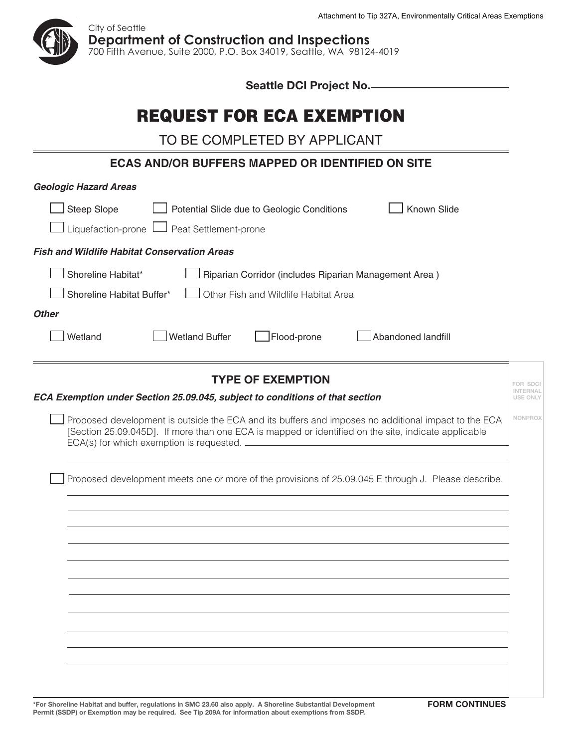Attachment to Tip 327A, Environmentally Critical Areas Exemptions

City of Seattle
**Department of Construction and Inspections**
700 Fifth Avenue, Suite 2000, P.O. Box 34019, Seattle, WA 98124-4019

**Seattle DCI Project No.** ____________________

# REQUEST FOR ECA EXEMPTION

TO BE COMPLETED BY APPLICANT

## ECAS AND/OR BUFFERS MAPPED OR IDENTIFIED ON SITE

***Geologic Hazard Areas***

- ☐ Steep Slope
- ☐ Potential Slide due to Geologic Conditions
- ☐ Known Slide
- ☐ Liquefaction-prone
- ☐ Peat Settlement-prone

***Fish and Wildlife Habitat Conservation Areas***

- ☐ Shoreline Habitat*
- ☐ Riparian Corridor (includes Riparian Management Area )
- ☐ Shoreline Habitat Buffer*
- ☐ Other Fish and Wildlife Habitat Area

***Other***

- ☐ Wetland
- ☐ Wetland Buffer
- ☐ Flood-prone
- ☐ Abandoned landfill

## TYPE OF EXEMPTION

***ECA Exemption under Section 25.09.045, subject to conditions of that section***

FOR SDCI INTERNAL USE ONLY

☐ Proposed development is outside the ECA and its buffers and imposes no additional impact to the ECA [Section 25.09.045D]. If more than one ECA is mapped or identified on the site, indicate applicable ECA(s) for which exemption is requested. ____________________

NONPROX

☐ Proposed development meets one or more of the provisions of 25.09.045 E through J. Please describe.

____________________

____________________

____________________

____________________

____________________

____________________

____________________

____________________

____________________

____________________

**\*For Shoreline Habitat and buffer, regulations in SMC 23.60 also apply. A Shoreline Substantial Development Permit (SSDP) or Exemption may be required. See Tip 209A for information about exemptions from SSDP.**

**FORM CONTINUES**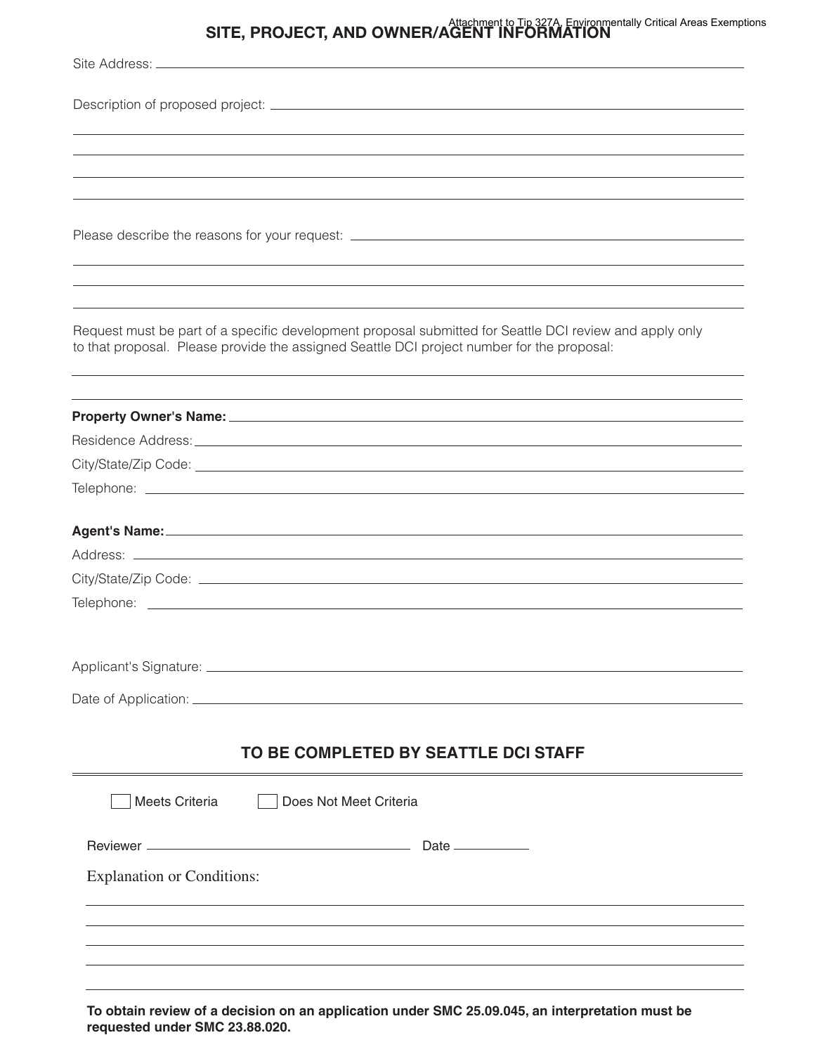## SITE, PROJECT, AND OWNER/AGENT INFORMATION

Site Address: ______________________________

Description of proposed project: ______________________________

______________________________

______________________________

______________________________

______________________________

Please describe the reasons for your request: ______________________________

______________________________

______________________________

______________________________

Request must be part of a specific development proposal submitted for Seattle DCI review and apply only to that proposal. Please provide the assigned Seattle DCI project number for the proposal:

______________________________

______________________________

**Property Owner's Name:** ______________________________

Residence Address: ______________________________

City/State/Zip Code: ______________________________

Telephone: ______________________________

**Agent's Name:** ______________________________

Address: ______________________________

City/State/Zip Code: ______________________________

Telephone: ______________________________

Applicant's Signature: ______________________________

Date of Application: ______________________________

## TO BE COMPLETED BY SEATTLE DCI STAFF

☐ Meets Criteria ☐ Does Not Meet Criteria

Reviewer ______________________________ Date ____________

Explanation or Conditions:

______________________________

______________________________

______________________________

______________________________

______________________________

**To obtain review of a decision on an application under SMC 25.09.045, an interpretation must be requested under SMC 23.88.020.**